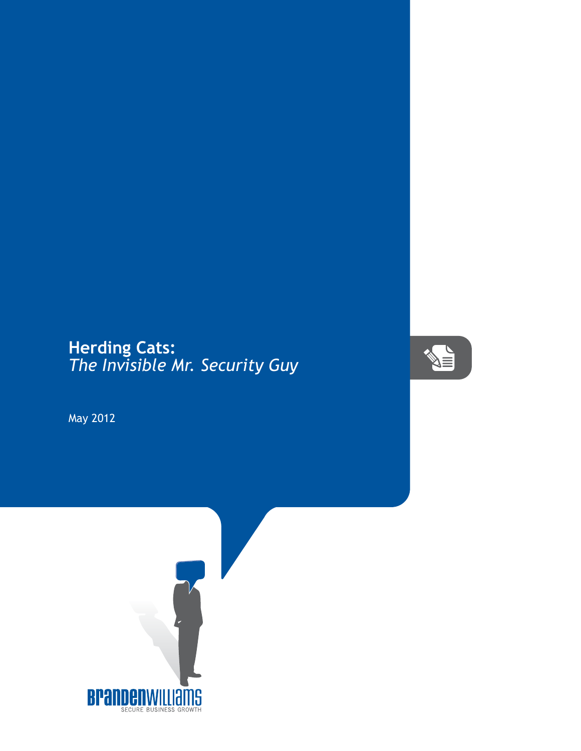# Herding Cats:
## *The Invisible Mr. Security Guy*

May 2012

BRANDENWILLIAMS
SECURE BUSINESS GROWTH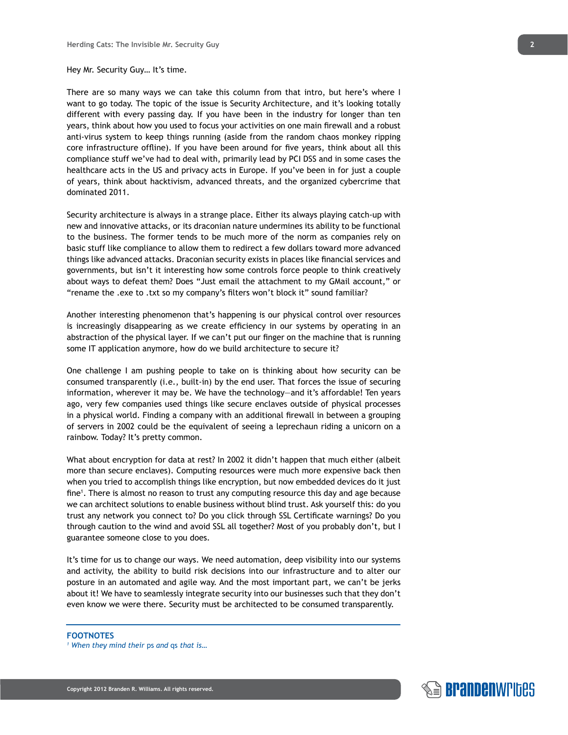Hey Mr. Security Guy… It's time.

There are so many ways we can take this column from that intro, but here's where I want to go today. The topic of the issue is Security Architecture, and it's looking totally different with every passing day. If you have been in the industry for longer than ten years, think about how you used to focus your activities on one main firewall and a robust anti-virus system to keep things running (aside from the random chaos monkey ripping core infrastructure offline). If you have been around for five years, think about all this compliance stuff we've had to deal with, primarily lead by PCI DSS and in some cases the healthcare acts in the US and privacy acts in Europe. If you've been in for just a couple of years, think about hacktivism, advanced threats, and the organized cybercrime that dominated 2011.

Security architecture is always in a strange place. Either its always playing catch-up with new and innovative attacks, or its draconian nature undermines its ability to be functional to the business. The former tends to be much more of the norm as companies rely on basic stuff like compliance to allow them to redirect a few dollars toward more advanced things like advanced attacks. Draconian security exists in places like financial services and governments, but isn't it interesting how some controls force people to think creatively about ways to defeat them? Does "Just email the attachment to my GMail account," or "rename the .exe to .txt so my company's filters won't block it" sound familiar?

Another interesting phenomenon that's happening is our physical control over resources is increasingly disappearing as we create efficiency in our systems by operating in an abstraction of the physical layer. If we can't put our finger on the machine that is running some IT application anymore, how do we build architecture to secure it?

One challenge I am pushing people to take on is thinking about how security can be consumed transparently (i.e., built-in) by the end user. That forces the issue of securing information, wherever it may be. We have the technology—and it's affordable! Ten years ago, very few companies used things like secure enclaves outside of physical processes in a physical world. Finding a company with an additional firewall in between a grouping of servers in 2002 could be the equivalent of seeing a leprechaun riding a unicorn on a rainbow. Today? It's pretty common.

What about encryption for data at rest? In 2002 it didn't happen that much either (albeit more than secure enclaves). Computing resources were much more expensive back then when you tried to accomplish things like encryption, but now embedded devices do it just fine[1]. There is almost no reason to trust any computing resource this day and age because we can architect solutions to enable business without blind trust. Ask yourself this: do you trust any network you connect to? Do you click through SSL Certificate warnings? Do you through caution to the wind and avoid SSL all together? Most of you probably don't, but I guarantee someone close to you does.

It's time for us to change our ways. We need automation, deep visibility into our systems and activity, the ability to build risk decisions into our infrastructure and to alter our posture in an automated and agile way. And the most important part, we can't be jerks about it! We have to seamlessly integrate security into our businesses such that they don't even know we were there. Security must be architected to be consumed transparently.

**FOOTNOTES**

[1] *When they mind their* ps *and* qs *that is…*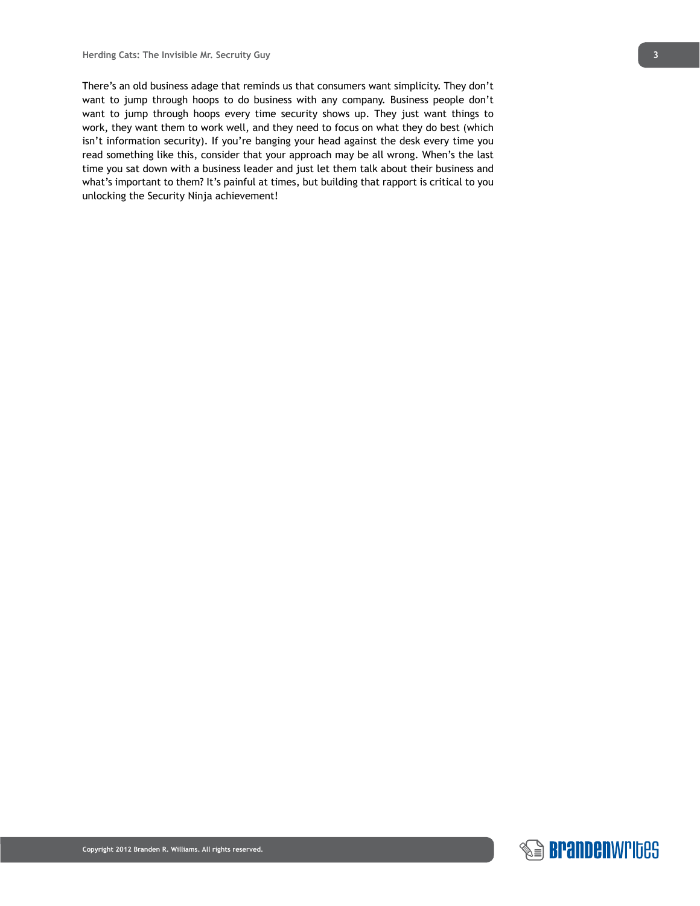There's an old business adage that reminds us that consumers want simplicity. They don't want to jump through hoops to do business with any company. Business people don't want to jump through hoops every time security shows up. They just want things to work, they want them to work well, and they need to focus on what they do best (which isn't information security). If you're banging your head against the desk every time you read something like this, consider that your approach may be all wrong. When's the last time you sat down with a business leader and just let them talk about their business and what's important to them? It's painful at times, but building that rapport is critical to you unlocking the Security Ninja achievement!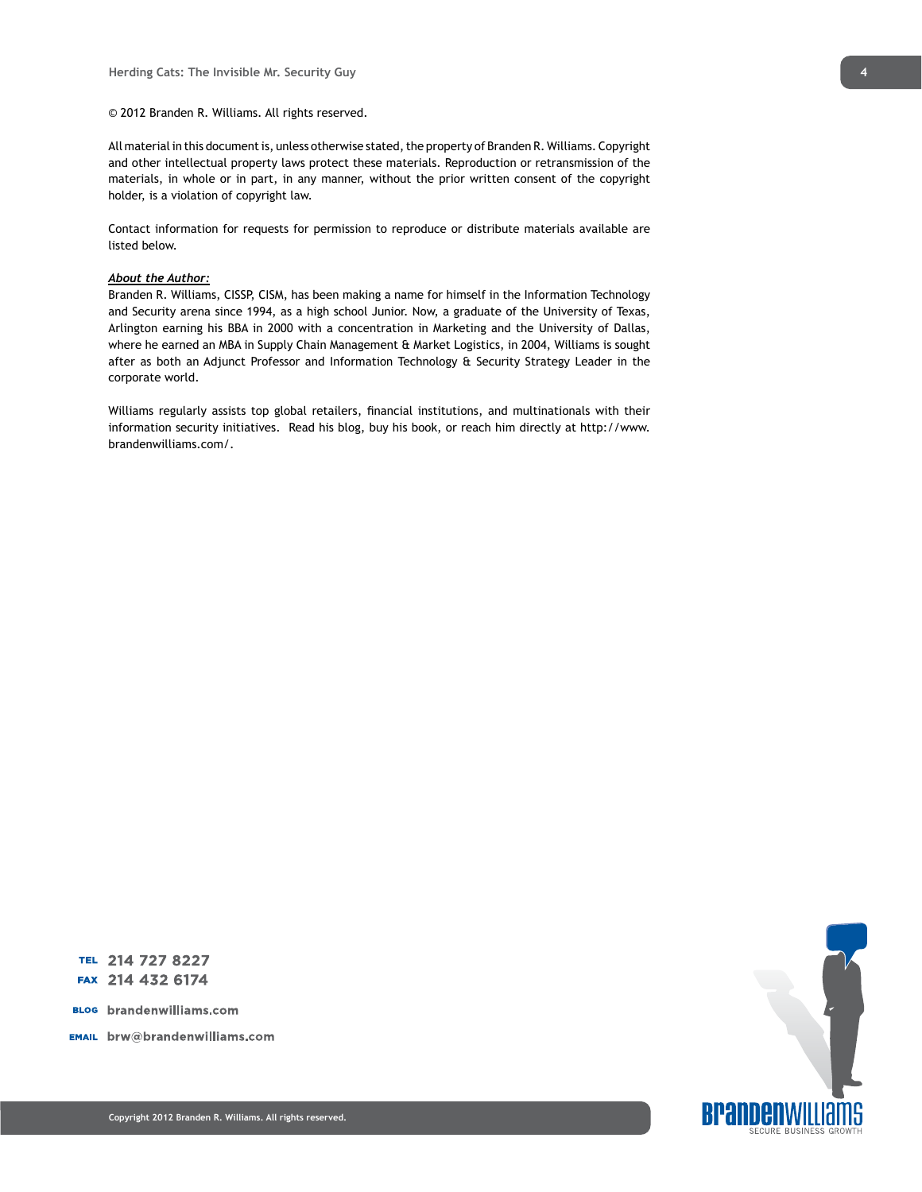© 2012 Branden R. Williams. All rights reserved.

All material in this document is, unless otherwise stated, the property of Branden R. Williams. Copyright and other intellectual property laws protect these materials. Reproduction or retransmission of the materials, in whole or in part, in any manner, without the prior written consent of the copyright holder, is a violation of copyright law.

Contact information for requests for permission to reproduce or distribute materials available are listed below.

***About the Author:***

Branden R. Williams, CISSP, CISM, has been making a name for himself in the Information Technology and Security arena since 1994, as a high school Junior. Now, a graduate of the University of Texas, Arlington earning his BBA in 2000 with a concentration in Marketing and the University of Dallas, where he earned an MBA in Supply Chain Management & Market Logistics, in 2004, Williams is sought after as both an Adjunct Professor and Information Technology & Security Strategy Leader in the corporate world.

Williams regularly assists top global retailers, financial institutions, and multinationals with their information security initiatives. Read his blog, buy his book, or reach him directly at http://www.brandenwilliams.com/.

**TEL** 214 727 8227
**FAX** 214 432 6174

**BLOG** brandenwilliams.com

**EMAIL** brw@brandenwilliams.com

BrandenWilliams
SECURE BUSINESS GROWTH